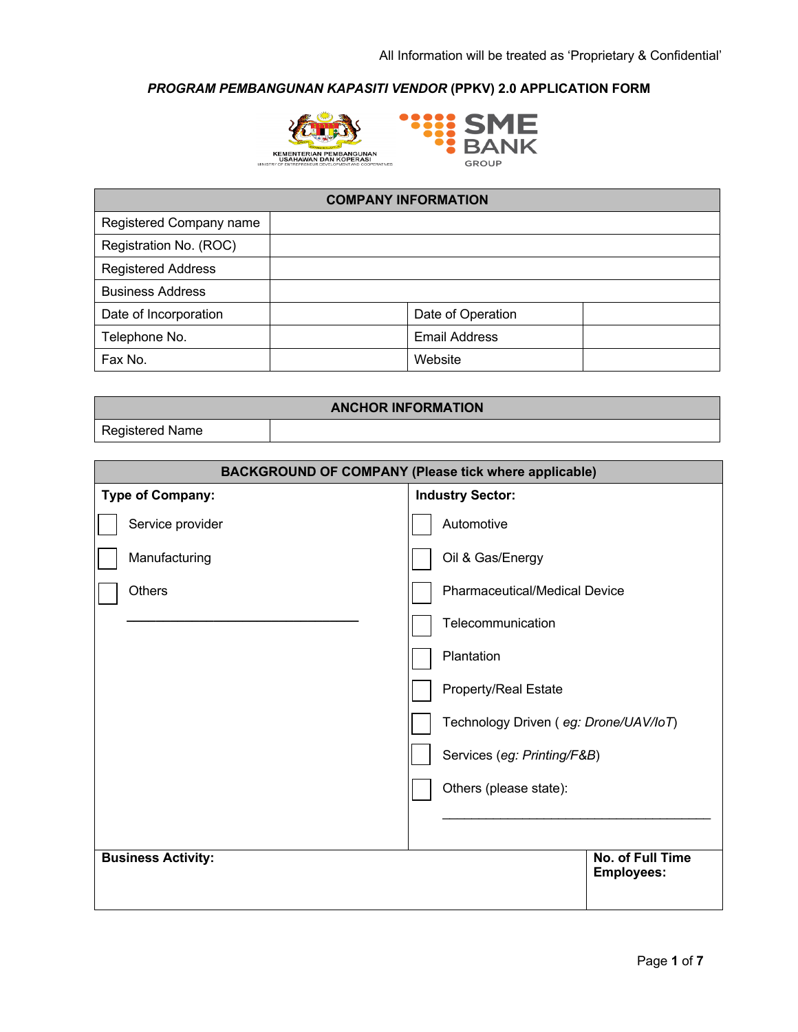All Information will be treated as 'Proprietary & Confidential'

# *PROGRAM PEMBANGUNAN KAPASITI VENDOR* (PPKV) 2.0 APPLICATION FORM

KEMENTERIAN PEMBANGUNAN USAHAWAN DAN KOPERASI
MINISTRY OF ENTREPRENEUR DEVELOPMENT AND COOPERATIVES

SME BANK GROUP

| **COMPANY INFORMATION** | | | |
|---|---|---|---|
| Registered Company name | | | |
| Registration No. (ROC) | | | |
| Registered Address | | | |
| Business Address | | | |
| Date of Incorporation | | Date of Operation | |
| Telephone No. | | Email Address | |
| Fax No. | | Website | |

| **ANCHOR INFORMATION** | |
|---|---|
| Registered Name | |

| **BACKGROUND OF COMPANY (Please tick where applicable)** | |
|---|---|
| **Type of Company:** | **Industry Sector:** |
| ☐ Service provider | ☐ Automotive |
| ☐ Manufacturing | ☐ Oil & Gas/Energy |
| ☐ Others | ☐ Pharmaceutical/Medical Device |
| ______________________________ | ☐ Telecommunication |
| | ☐ Plantation |
| | ☐ Property/Real Estate |
| | ☐ Technology Driven ( *eg: Drone/UAV/IoT*) |
| | ☐ Services (*eg: Printing/F&B*) |
| | ☐ Others (please state): ______________________________ |
| **Business Activity:** | **No. of Full Time Employees:** |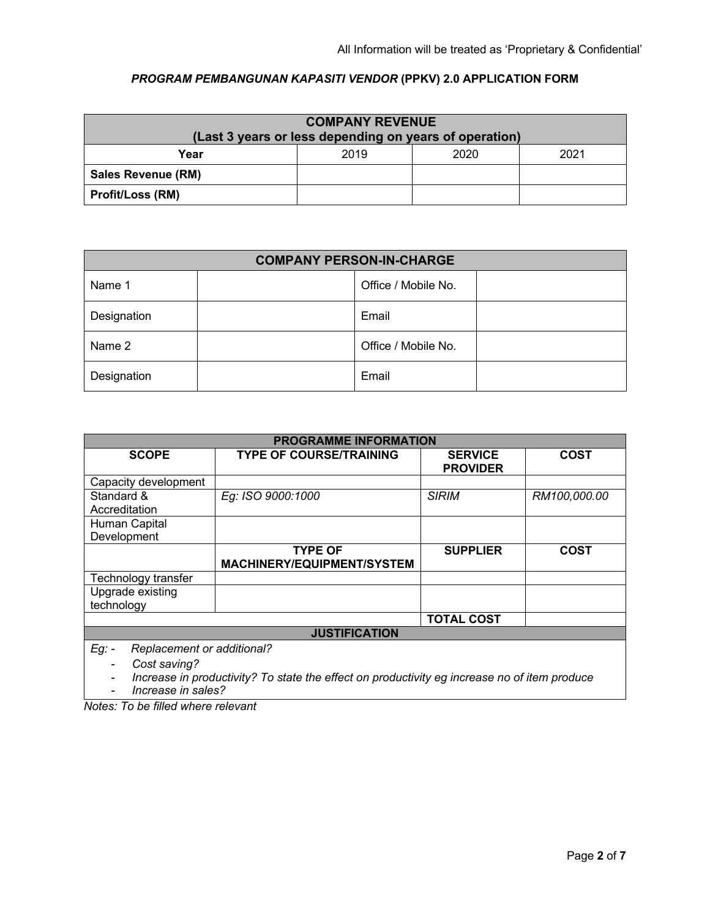All Information will be treated as 'Proprietary & Confidential'

### *PROGRAM PEMBANGUNAN KAPASITI VENDOR* (PPKV) 2.0 APPLICATION FORM

| **COMPANY REVENUE (Last 3 years or less depending on years of operation)** | | | |
|---|---|---|---|
| **Year** | 2019 | 2020 | 2021 |
| **Sales Revenue (RM)** | | | |
| **Profit/Loss (RM)** | | | |

| **COMPANY PERSON-IN-CHARGE** | | | |
|---|---|---|---|
| Name 1 | | Office / Mobile No. | |
| Designation | | Email | |
| Name 2 | | Office / Mobile No. | |
| Designation | | Email | |

| **PROGRAMME INFORMATION** | | | |
|---|---|---|---|
| **SCOPE** | **TYPE OF COURSE/TRAINING** | **SERVICE PROVIDER** | **COST** |
| Capacity development | | | |
| Standard & Accreditation | *Eg: ISO 9000:1000* | *SIRIM* | *RM100,000.00* |
| Human Capital Development | | | |
| | **TYPE OF MACHINERY/EQUIPMENT/SYSTEM** | **SUPPLIER** | **COST** |
| Technology transfer | | | |
| Upgrade existing technology | | | |
| | | **TOTAL COST** | |
| **JUSTIFICATION** | | | |
| *Eg: - Replacement or additional?<br>- Cost saving?<br>- Increase in productivity? To state the effect on productivity eg increase no of item produce<br>- Increase in sales?* | | | |

*Notes: To be filled where relevant*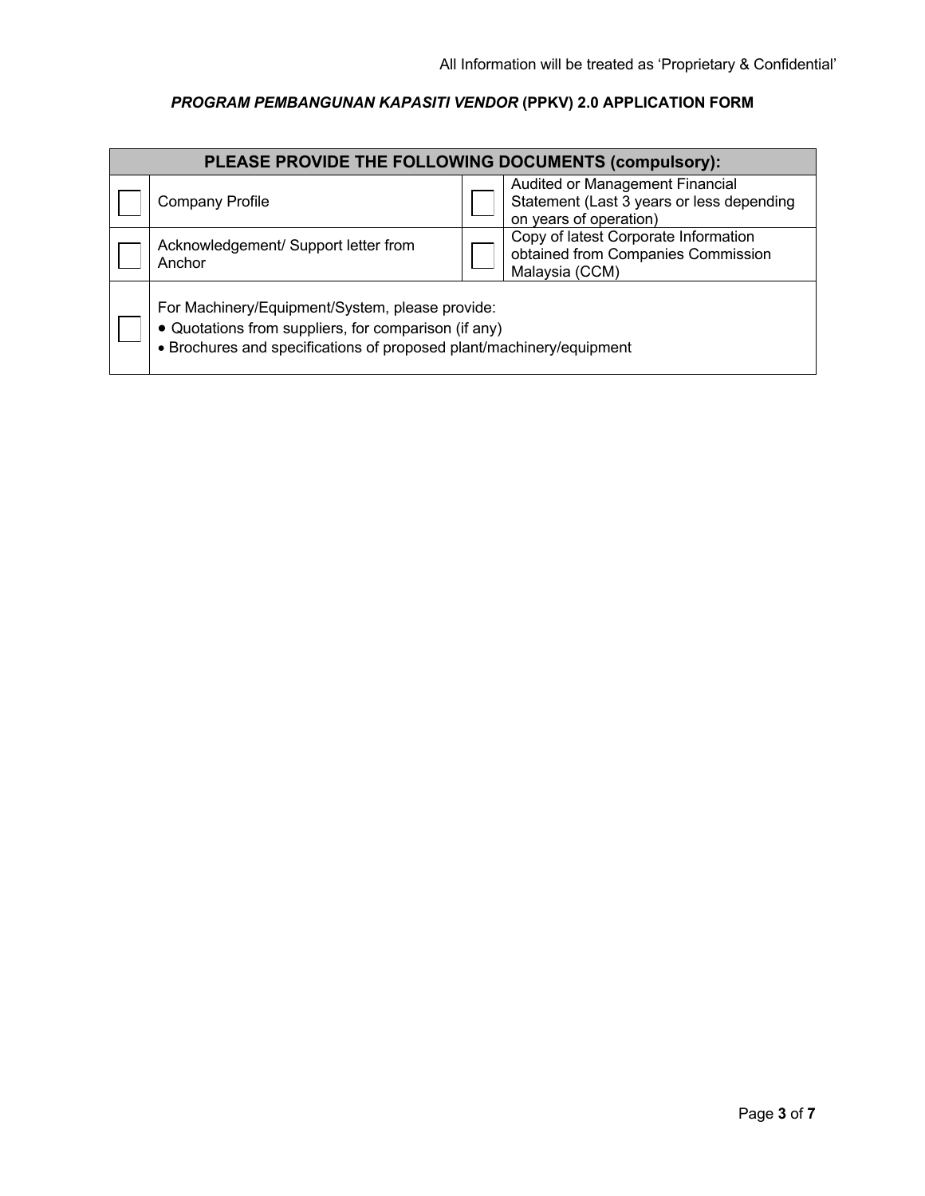***PROGRAM PEMBANGUNAN KAPASITI VENDOR* (PPKV) 2.0 APPLICATION FORM**

| **PLEASE PROVIDE THE FOLLOWING DOCUMENTS (compulsory):** | | | |
|---|---|---|---|
| ☐ | Company Profile | ☐ | Audited or Management Financial Statement (Last 3 years or less depending on years of operation) |
| ☐ | Acknowledgement/ Support letter from Anchor | ☐ | Copy of latest Corporate Information obtained from Companies Commission Malaysia (CCM) |
| ☐ | For Machinery/Equipment/System, please provide:<br>• Quotations from suppliers, for comparison (if any)<br>• Brochures and specifications of proposed plant/machinery/equipment | | |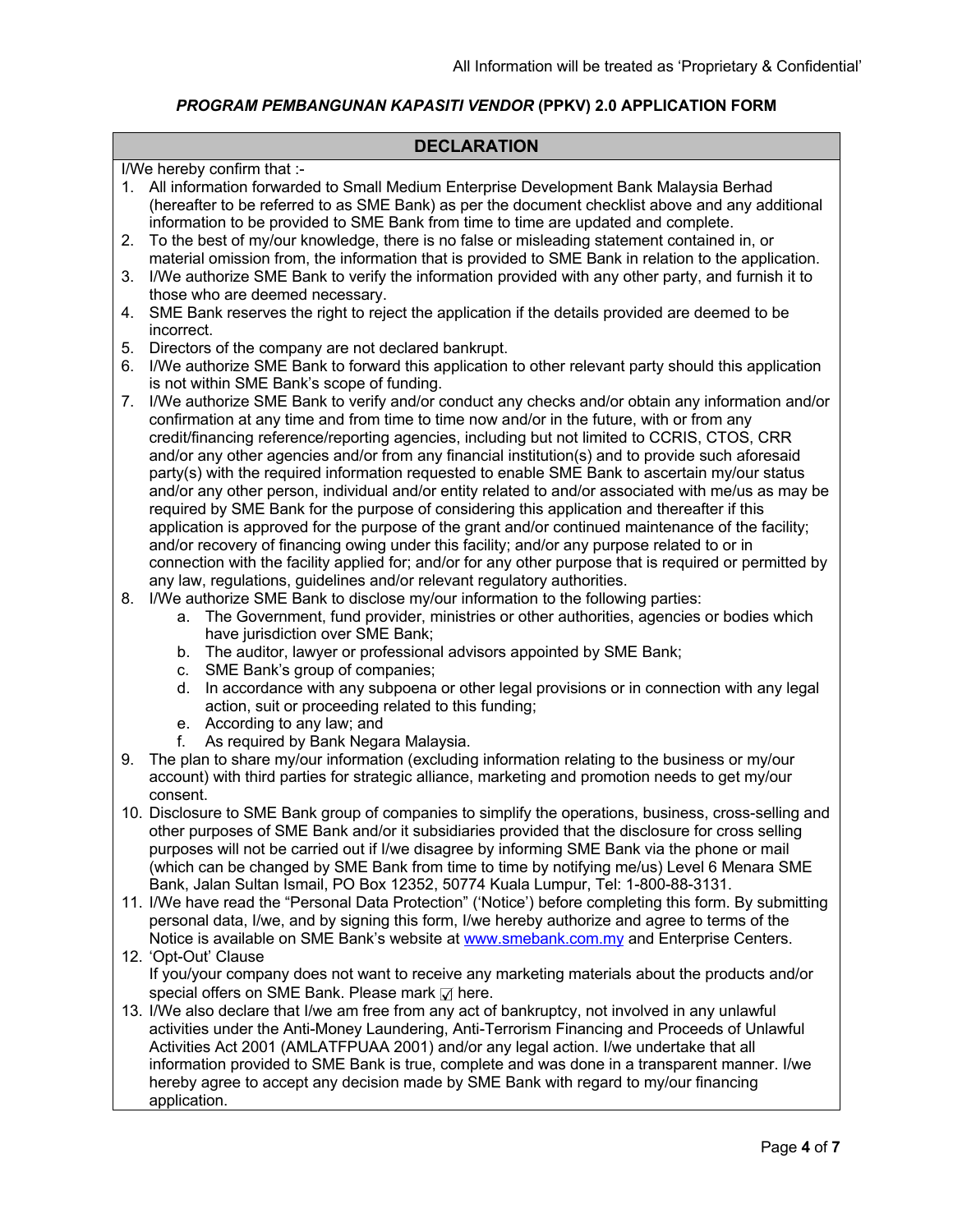All Information will be treated as 'Proprietary & Confidential'

***PROGRAM PEMBANGUNAN KAPASITI VENDOR* (PPKV) 2.0 APPLICATION FORM**

## DECLARATION

I/We hereby confirm that :-

1. All information forwarded to Small Medium Enterprise Development Bank Malaysia Berhad (hereafter to be referred to as SME Bank) as per the document checklist above and any additional information to be provided to SME Bank from time to time are updated and complete.
2. To the best of my/our knowledge, there is no false or misleading statement contained in, or material omission from, the information that is provided to SME Bank in relation to the application.
3. I/We authorize SME Bank to verify the information provided with any other party, and furnish it to those who are deemed necessary.
4. SME Bank reserves the right to reject the application if the details provided are deemed to be incorrect.
5. Directors of the company are not declared bankrupt.
6. I/We authorize SME Bank to forward this application to other relevant party should this application is not within SME Bank's scope of funding.
7. I/We authorize SME Bank to verify and/or conduct any checks and/or obtain any information and/or confirmation at any time and from time to time now and/or in the future, with or from any credit/financing reference/reporting agencies, including but not limited to CCRIS, CTOS, CRR and/or any other agencies and/or from any financial institution(s) and to provide such aforesaid party(s) with the required information requested to enable SME Bank to ascertain my/our status and/or any other person, individual and/or entity related to and/or associated with me/us as may be required by SME Bank for the purpose of considering this application and thereafter if this application is approved for the purpose of the grant and/or continued maintenance of the facility; and/or recovery of financing owing under this facility; and/or any purpose related to or in connection with the facility applied for; and/or for any other purpose that is required or permitted by any law, regulations, guidelines and/or relevant regulatory authorities.
8. I/We authorize SME Bank to disclose my/our information to the following parties:
   a. The Government, fund provider, ministries or other authorities, agencies or bodies which have jurisdiction over SME Bank;
   b. The auditor, lawyer or professional advisors appointed by SME Bank;
   c. SME Bank's group of companies;
   d. In accordance with any subpoena or other legal provisions or in connection with any legal action, suit or proceeding related to this funding;
   e. According to any law; and
   f. As required by Bank Negara Malaysia.
9. The plan to share my/our information (excluding information relating to the business or my/our account) with third parties for strategic alliance, marketing and promotion needs to get my/our consent.
10. Disclosure to SME Bank group of companies to simplify the operations, business, cross-selling and other purposes of SME Bank and/or it subsidiaries provided that the disclosure for cross selling purposes will not be carried out if I/we disagree by informing SME Bank via the phone or mail (which can be changed by SME Bank from time to time by notifying me/us) Level 6 Menara SME Bank, Jalan Sultan Ismail, PO Box 12352, 50774 Kuala Lumpur, Tel: 1-800-88-3131.
11. I/We have read the "Personal Data Protection" ('Notice') before completing this form. By submitting personal data, I/we, and by signing this form, I/we hereby authorize and agree to terms of the Notice is available on SME Bank's website at www.smebank.com.my and Enterprise Centers.
12. 'Opt-Out' Clause
    If you/your company does not want to receive any marketing materials about the products and/or special offers on SME Bank. Please mark ☑ here.
13. I/We also declare that I/we am free from any act of bankruptcy, not involved in any unlawful activities under the Anti-Money Laundering, Anti-Terrorism Financing and Proceeds of Unlawful Activities Act 2001 (AMLATFPUAA 2001) and/or any legal action. I/we undertake that all information provided to SME Bank is true, complete and was done in a transparent manner. I/we hereby agree to accept any decision made by SME Bank with regard to my/our financing application.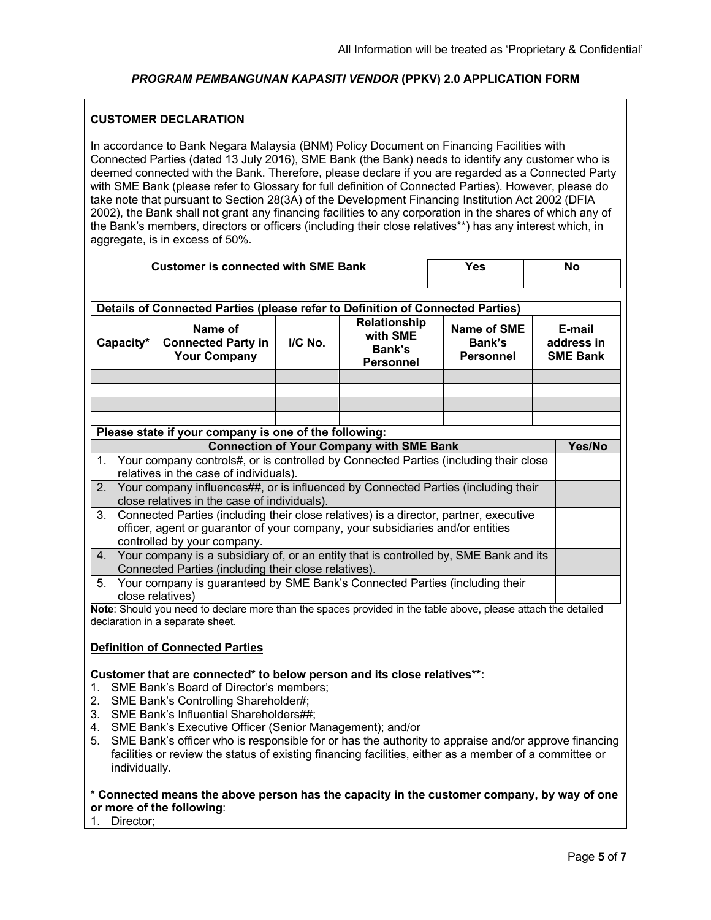All Information will be treated as 'Proprietary & Confidential'

***PROGRAM PEMBANGUNAN KAPASITI VENDOR* (PPKV) 2.0 APPLICATION FORM**

**CUSTOMER DECLARATION**

In accordance to Bank Negara Malaysia (BNM) Policy Document on Financing Facilities with Connected Parties (dated 13 July 2016), SME Bank (the Bank) needs to identify any customer who is deemed connected with the Bank. Therefore, please declare if you are regarded as a Connected Party with SME Bank (please refer to Glossary for full definition of Connected Parties). However, please do take note that pursuant to Section 28(3A) of the Development Financing Institution Act 2002 (DFIA 2002), the Bank shall not grant any financing facilities to any corporation in the shares of which any of the Bank's members, directors or officers (including their close relatives**) has any interest which, in aggregate, is in excess of 50%.

| **Customer is connected with SME Bank** | **Yes** | **No** |
|---|---|---|
| | | |

| **Details of Connected Parties (please refer to Definition of Connected Parties)** | | | | | |
|---|---|---|---|---|---|
| **Capacity*** | **Name of Connected Party in Your Company** | **I/C No.** | **Relationship with SME Bank's Personnel** | **Name of SME Bank's Personnel** | **E-mail address in SME Bank** |
| | | | | | |
| | | | | | |
| | | | | | |
| | | | | | |

**Please state if your company is one of the following:**

| **Connection of Your Company with SME Bank** | **Yes/No** |
|---|---|
| 1. Your company controls#, or is controlled by Connected Parties (including their close relatives in the case of individuals). | |
| 2. Your company influences##, or is influenced by Connected Parties (including their close relatives in the case of individuals). | |
| 3. Connected Parties (including their close relatives) is a director, partner, executive officer, agent or guarantor of your company, your subsidiaries and/or entities controlled by your company. | |
| 4. Your company is a subsidiary of, or an entity that is controlled by, SME Bank and its Connected Parties (including their close relatives). | |
| 5. Your company is guaranteed by SME Bank's Connected Parties (including their close relatives) | |

**Note**: Should you need to declare more than the spaces provided in the table above, please attach the detailed declaration in a separate sheet.

**<u>Definition of Connected Parties</u>**

**Customer that are connected* to below person and its close relatives**:**

1. SME Bank's Board of Director's members;
2. SME Bank's Controlling Shareholder#;
3. SME Bank's Influential Shareholders##;
4. SME Bank's Executive Officer (Senior Management); and/or
5. SME Bank's officer who is responsible for or has the authority to appraise and/or approve financing facilities or review the status of existing financing facilities, either as a member of a committee or individually.

* **Connected means the above person has the capacity in the customer company, by way of one or more of the following**:

1. Director;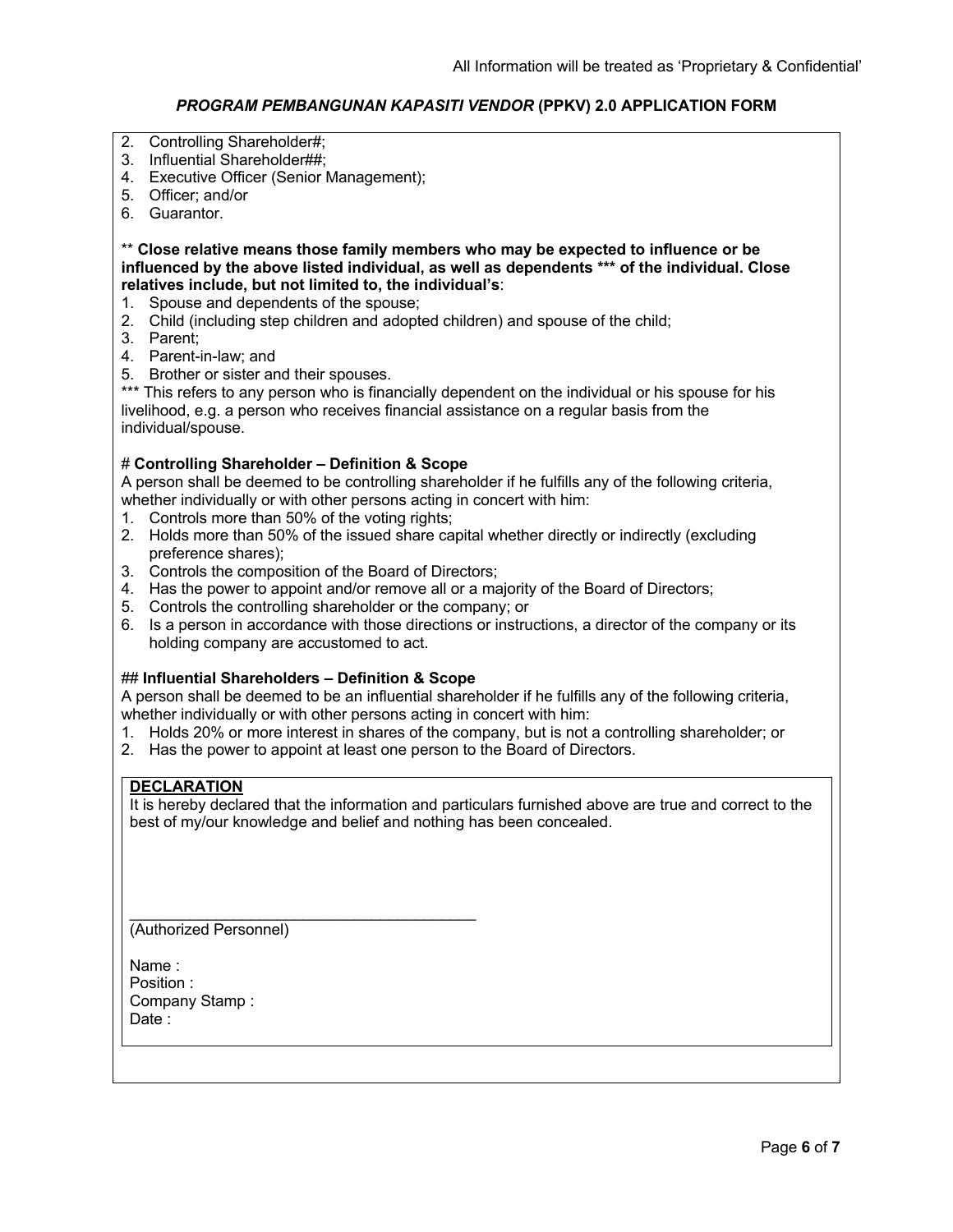2. Controlling Shareholder#;
3. Influential Shareholder##;
4. Executive Officer (Senior Management);
5. Officer; and/or
6. Guarantor.

** **Close relative means those family members who may be expected to influence or be influenced by the above listed individual, as well as dependents *** of the individual. Close relatives include, but not limited to, the individual's**:

1. Spouse and dependents of the spouse;
2. Child (including step children and adopted children) and spouse of the child;
3. Parent;
4. Parent-in-law; and
5. Brother or sister and their spouses.

*** This refers to any person who is financially dependent on the individual or his spouse for his livelihood, e.g. a person who receives financial assistance on a regular basis from the individual/spouse.

# **Controlling Shareholder – Definition & Scope**

A person shall be deemed to be controlling shareholder if he fulfills any of the following criteria, whether individually or with other persons acting in concert with him:

1. Controls more than 50% of the voting rights;
2. Holds more than 50% of the issued share capital whether directly or indirectly (excluding preference shares);
3. Controls the composition of the Board of Directors;
4. Has the power to appoint and/or remove all or a majority of the Board of Directors;
5. Controls the controlling shareholder or the company; or
6. Is a person in accordance with those directions or instructions, a director of the company or its holding company are accustomed to act.

## **Influential Shareholders – Definition & Scope**

A person shall be deemed to be an influential shareholder if he fulfills any of the following criteria, whether individually or with other persons acting in concert with him:

1. Holds 20% or more interest in shares of the company, but is not a controlling shareholder; or
2. Has the power to appoint at least one person to the Board of Directors.

**DECLARATION**

It is hereby declared that the information and particulars furnished above are true and correct to the best of my/our knowledge and belief and nothing has been concealed.

\_\_\_\_\_\_\_\_\_\_\_\_\_\_\_\_\_\_\_\_\_\_\_\_\_\_\_\_\_\_\_\_\_\_\_\_\_\_\_\_
(Authorized Personnel)

Name :
Position :
Company Stamp :
Date :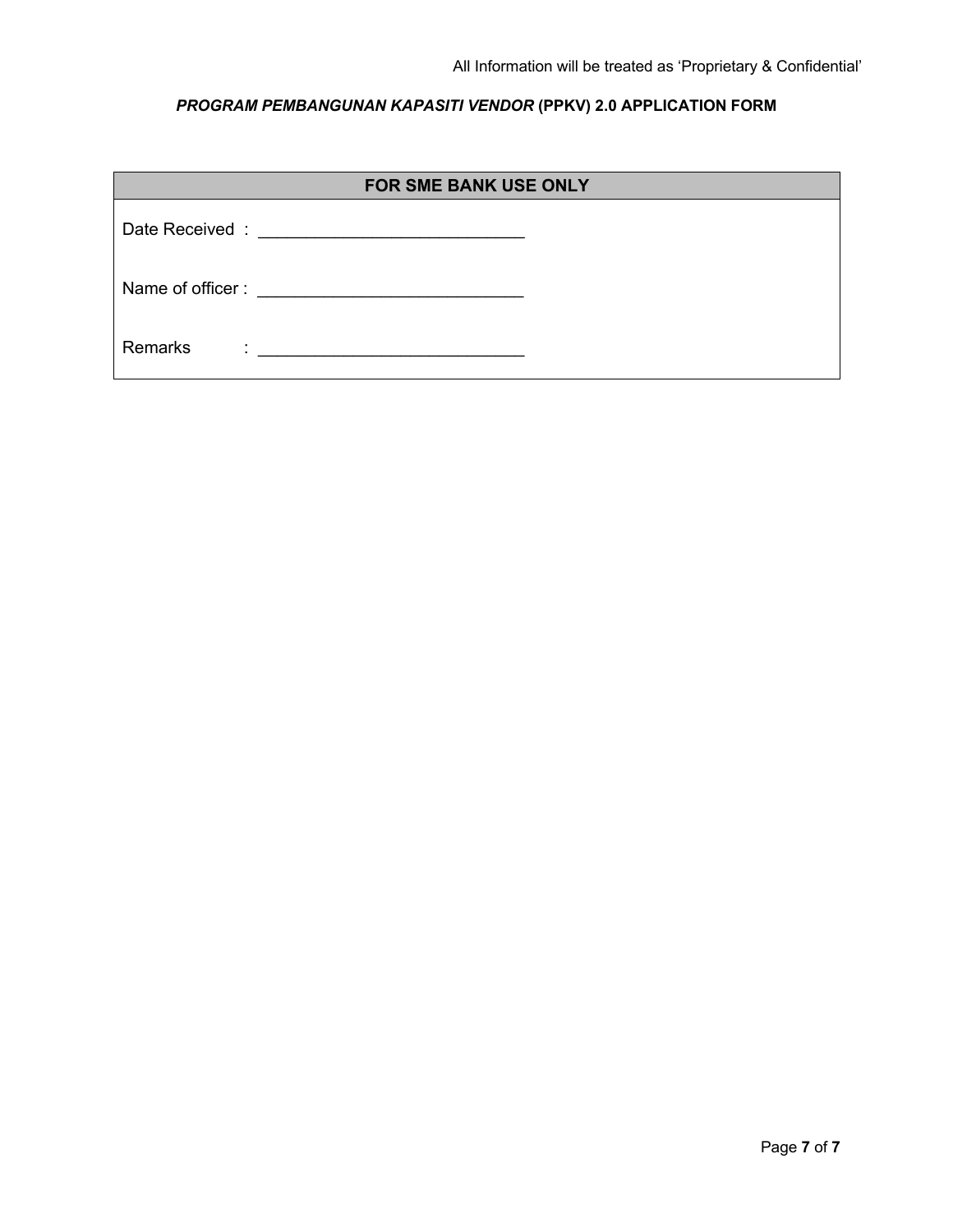***PROGRAM PEMBANGUNAN KAPASITI VENDOR* (PPKV) 2.0 APPLICATION FORM**

| **FOR SME BANK USE ONLY** |
|---|
| Date Received : ____________________________ |
| Name of officer : ____________________________ |
| Remarks : ____________________________ |